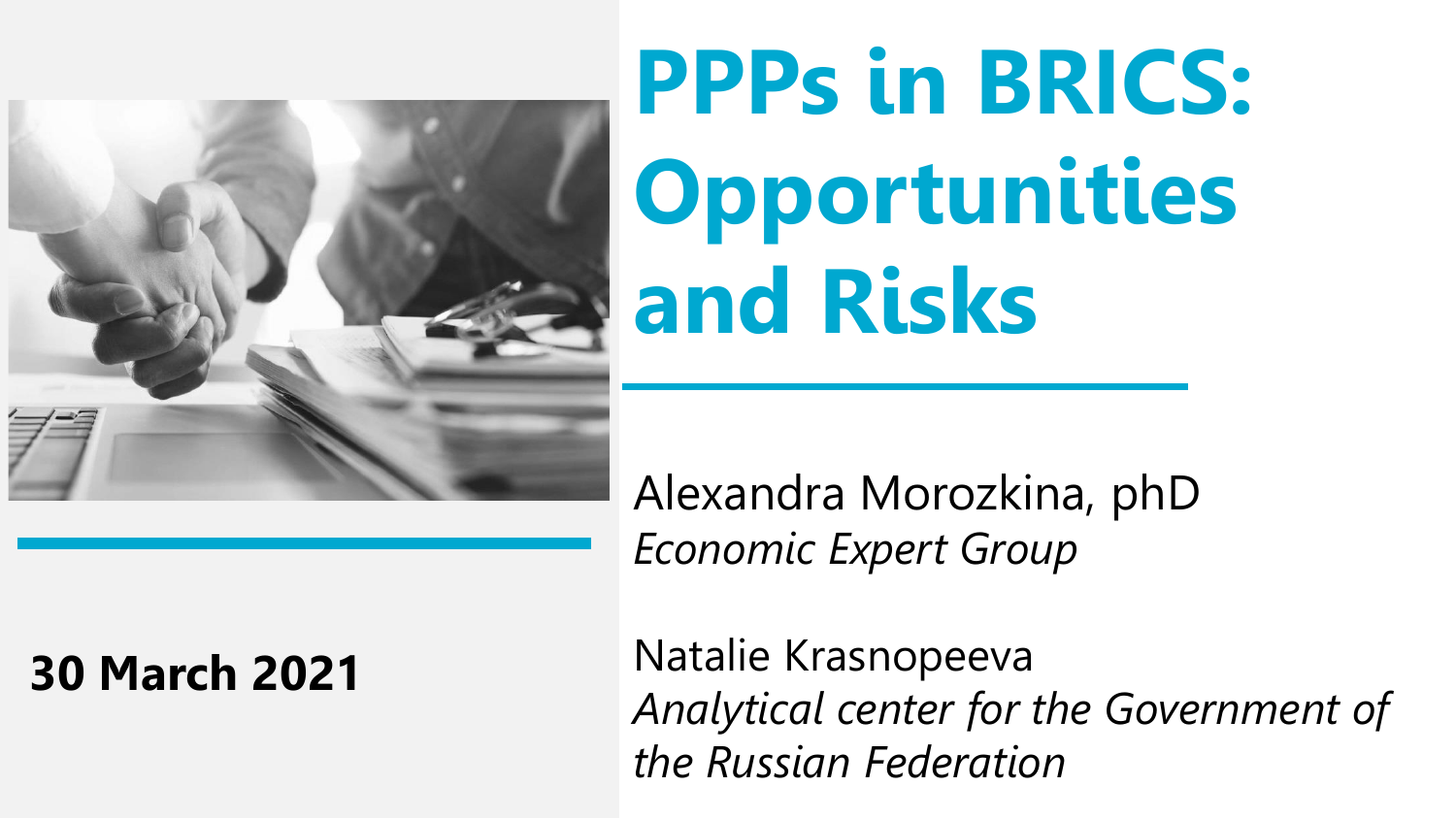# PPPs in BRICS: Opportunities and Risks

Alexandra Morozkina, phD
*Economic Expert Group*

Natalie Krasnopeeva
*Analytical center for the Government of the Russian Federation*

**30 March 2021**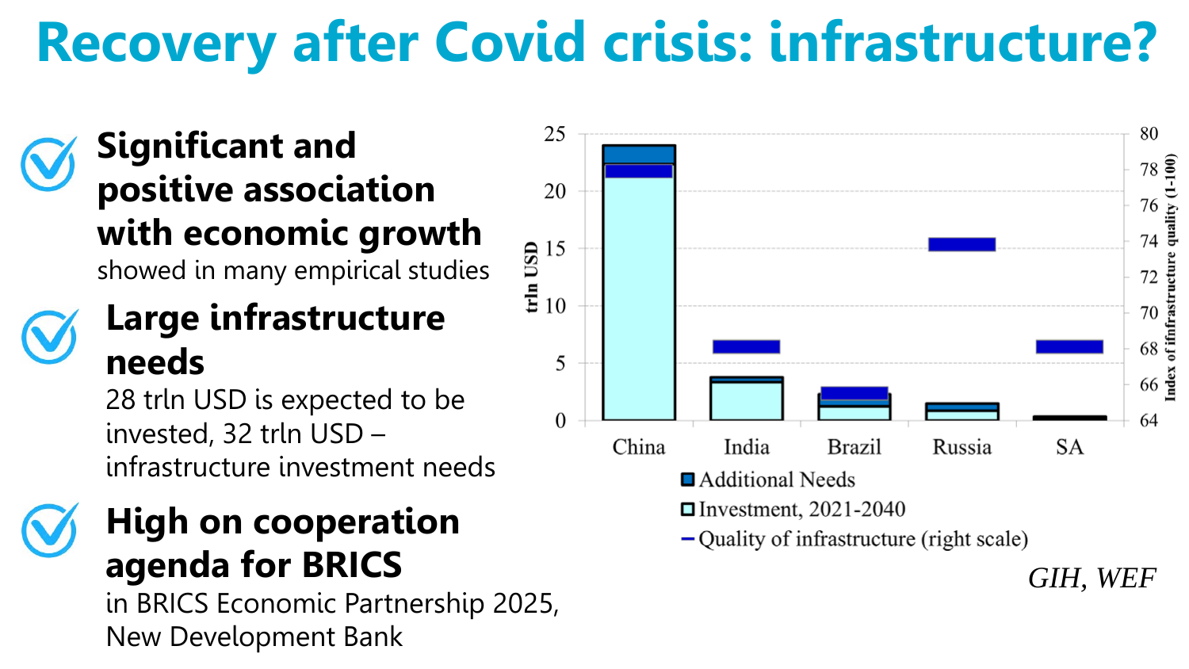# Recovery after Covid crisis: infrastructure?

- **Significant and positive association with economic growth**
  showed in many empirical studies
- **Large infrastructure needs**
  28 trln USD is expected to be invested, 32 trln USD – infrastructure investment needs
- **High on cooperation agenda for BRICS**
  in BRICS Economic Partnership 2025, New Development Bank

*GIH, WEF*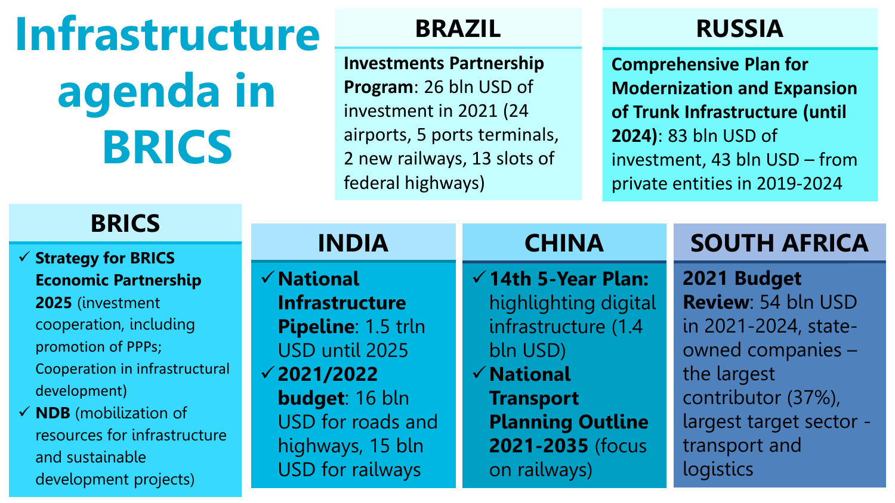# Infrastructure agenda in BRICS

## BRAZIL

**Investments Partnership Program**: 26 bln USD of investment in 2021 (24 airports, 5 ports terminals, 2 new railways, 13 slots of federal highways)

## RUSSIA

**Comprehensive Plan for Modernization and Expansion of Trunk Infrastructure (until 2024)**: 83 bln USD of investment, 43 bln USD – from private entities in 2019-2024

## BRICS

- ✓ **Strategy for BRICS Economic Partnership 2025** (investment cooperation, including promotion of PPPs; Cooperation in infrastructural development)
- ✓ **NDB** (mobilization of resources for infrastructure and sustainable development projects)

## INDIA

- ✓ **National Infrastructure Pipeline**: 1.5 trln USD until 2025
- ✓ **2021/2022 budget**: 16 bln USD for roads and highways, 15 bln USD for railways

## CHINA

- ✓ **14th 5-Year Plan:** highlighting digital infrastructure (1.4 bln USD)
- ✓ **National Transport Planning Outline 2021-2035** (focus on railways)

## SOUTH AFRICA

**2021 Budget Review**: 54 bln USD in 2021-2024, state-owned companies – the largest contributor (37%), largest target sector - transport and logistics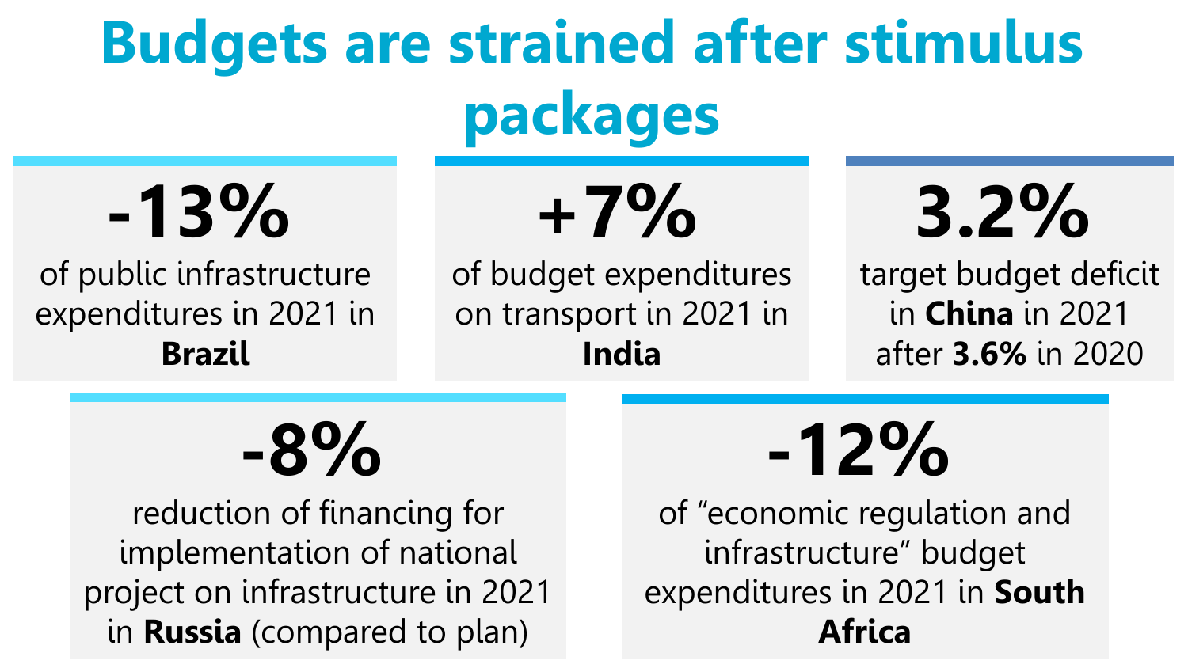# Budgets are strained after stimulus packages

**-13%**

of public infrastructure expenditures in 2021 in **Brazil**

**+7%**

of budget expenditures on transport in 2021 in **India**

**3.2%**

target budget deficit in **China** in 2021 after **3.6%** in 2020

**-8%**

reduction of financing for implementation of national project on infrastructure in 2021 in **Russia** (compared to plan)

**-12%**

of "economic regulation and infrastructure" budget expenditures in 2021 in **South Africa**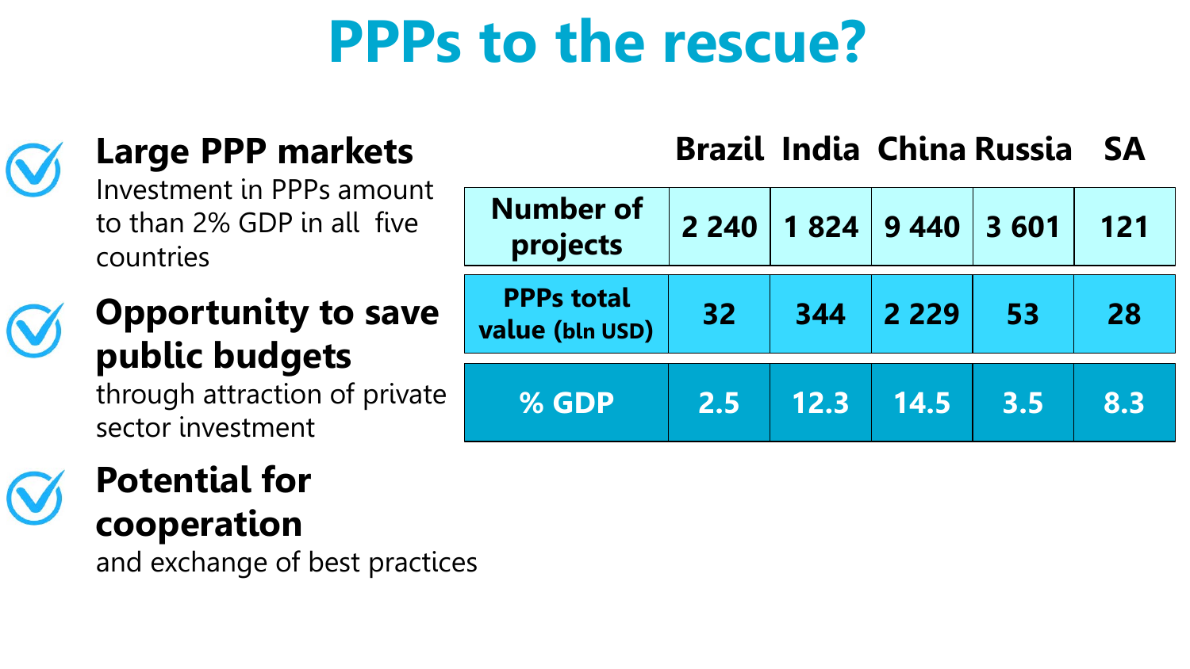# PPPs to the rescue?

**Large PPP markets**
Investment in PPPs amount to than 2% GDP in all five countries

**Opportunity to save public budgets**
through attraction of private sector investment

**Potential for cooperation**
and exchange of best practices

| | Brazil | India | China | Russia | SA |
|---|---|---|---|---|---|
| Number of projects | 2 240 | 1 824 | 9 440 | 3 601 | 121 |
| PPPs total value (bln USD) | 32 | 344 | 2 229 | 53 | 28 |
| % GDP | 2.5 | 12.3 | 14.5 | 3.5 | 8.3 |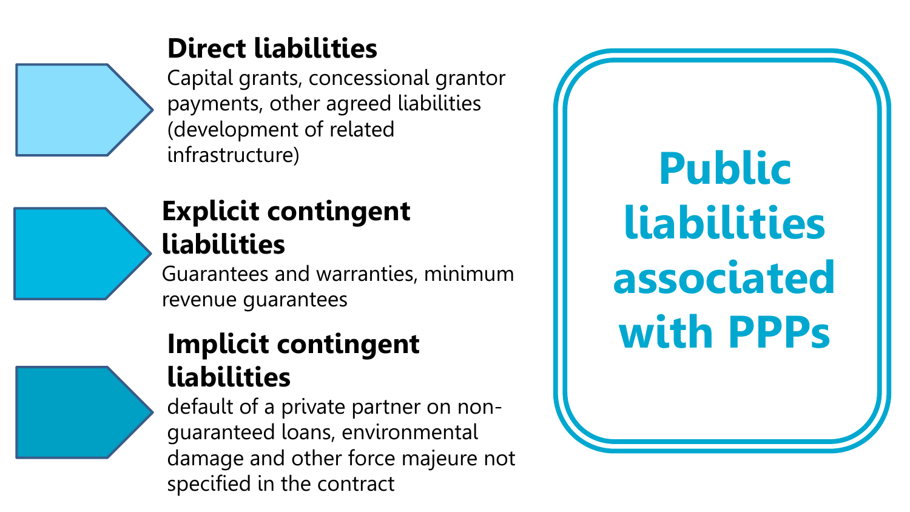# Public liabilities associated with PPPs

## Direct liabilities

Capital grants, concessional grantor payments, other agreed liabilities (development of related infrastructure)

## Explicit contingent liabilities

Guarantees and warranties, minimum revenue guarantees

## Implicit contingent liabilities

default of a private partner on non-guaranteed loans, environmental damage and other force majeure not specified in the contract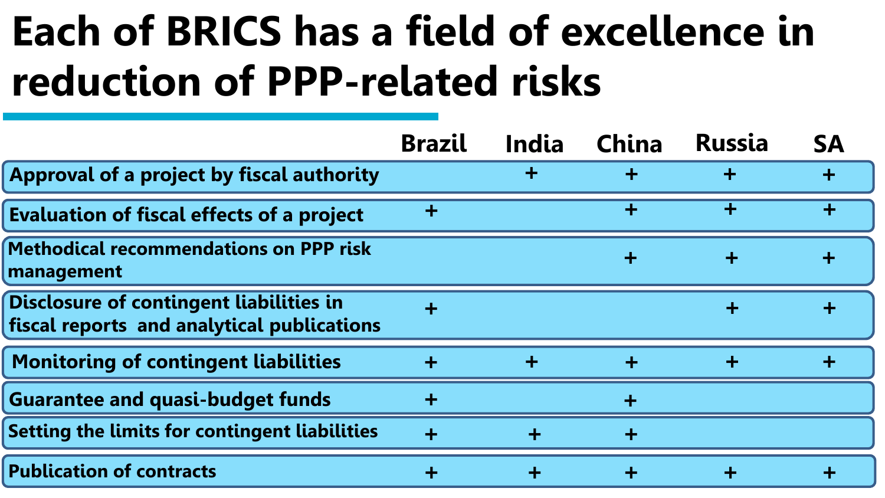# Each of BRICS has a field of excellence in reduction of PPP-related risks

| | Brazil | India | China | Russia | SA |
|---|---|---|---|---|---|
| Approval of a project by fiscal authority | | + | + | + | + |
| Evaluation of fiscal effects of a project | + | | + | + | + |
| Methodical recommendations on PPP risk management | | | + | + | + |
| Disclosure of contingent liabilities in fiscal reports and analytical publications | + | | | + | + |
| Monitoring of contingent liabilities | + | + | + | + | + |
| Guarantee and quasi-budget funds | + | | + | | |
| Setting the limits for contingent liabilities | + | + | + | | |
| Publication of contracts | + | + | + | + | + |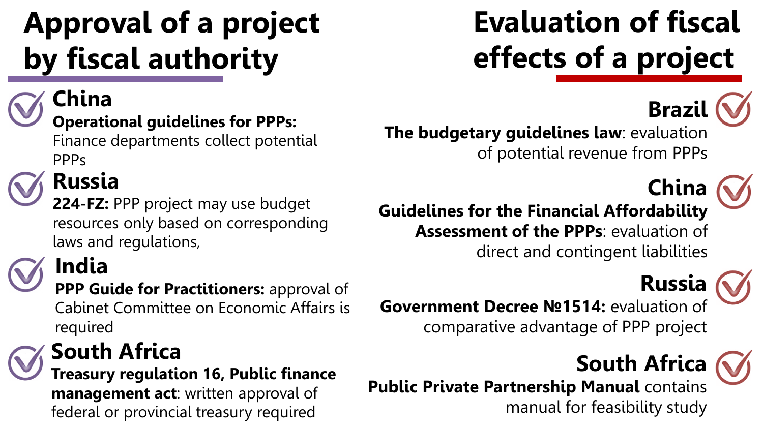## Approval of a project by fiscal authority

- **China**
  **Operational guidelines for PPPs:** Finance departments collect potential PPPs
- **Russia**
  **224-FZ:** PPP project may use budget resources only based on corresponding laws and regulations,
- **India**
  **PPP Guide for Practitioners:** approval of Cabinet Committee on Economic Affairs is required
- **South Africa**
  **Treasury regulation 16, Public finance management act**: written approval of federal or provincial treasury required

## Evaluation of fiscal effects of a project

- **Brazil**
  **The budgetary guidelines law**: evaluation of potential revenue from PPPs
- **China**
  **Guidelines for the Financial Affordability Assessment of the PPPs**: evaluation of direct and contingent liabilities
- **Russia**
  **Government Decree №1514:** evaluation of comparative advantage of PPP project
- **South Africa**
  **Public Private Partnership Manual** contains manual for feasibility study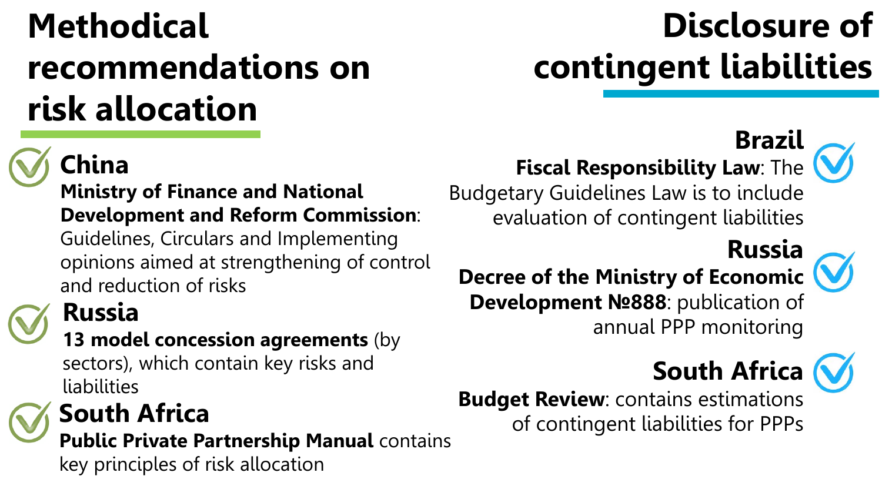## Methodical recommendations on risk allocation

### China

**Ministry of Finance and National Development and Reform Commission**: Guidelines, Circulars and Implementing opinions aimed at strengthening of control and reduction of risks

### Russia

**13 model concession agreements** (by sectors), which contain key risks and liabilities

### South Africa

**Public Private Partnership Manual** contains key principles of risk allocation

## Disclosure of contingent liabilities

### Brazil

**Fiscal Responsibility Law**: The Budgetary Guidelines Law is to include evaluation of contingent liabilities

### Russia

**Decree of the Ministry of Economic Development №888**: publication of annual PPP monitoring

### South Africa

**Budget Review**: contains estimations of contingent liabilities for PPPs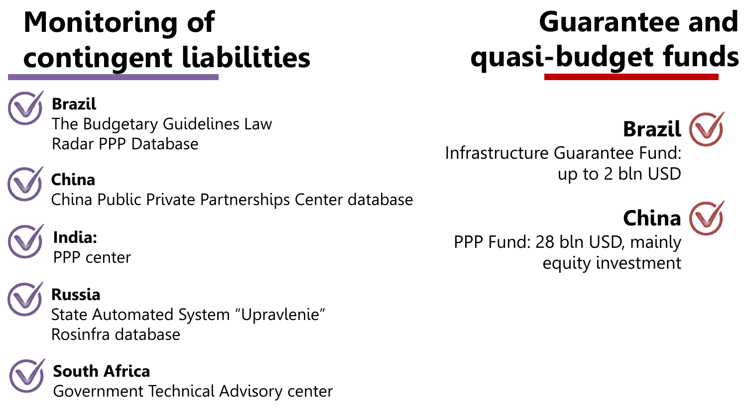## Monitoring of contingent liabilities

**Brazil**
The Budgetary Guidelines Law
Radar PPP Database

**China**
China Public Private Partnerships Center database

**India:**
PPP center

**Russia**
State Automated System "Upravlenie"
Rosinfra database

**South Africa**
Government Technical Advisory center

## Guarantee and quasi-budget funds

**Brazil**
Infrastructure Guarantee Fund: up to 2 bln USD

**China**
PPP Fund: 28 bln USD, mainly equity investment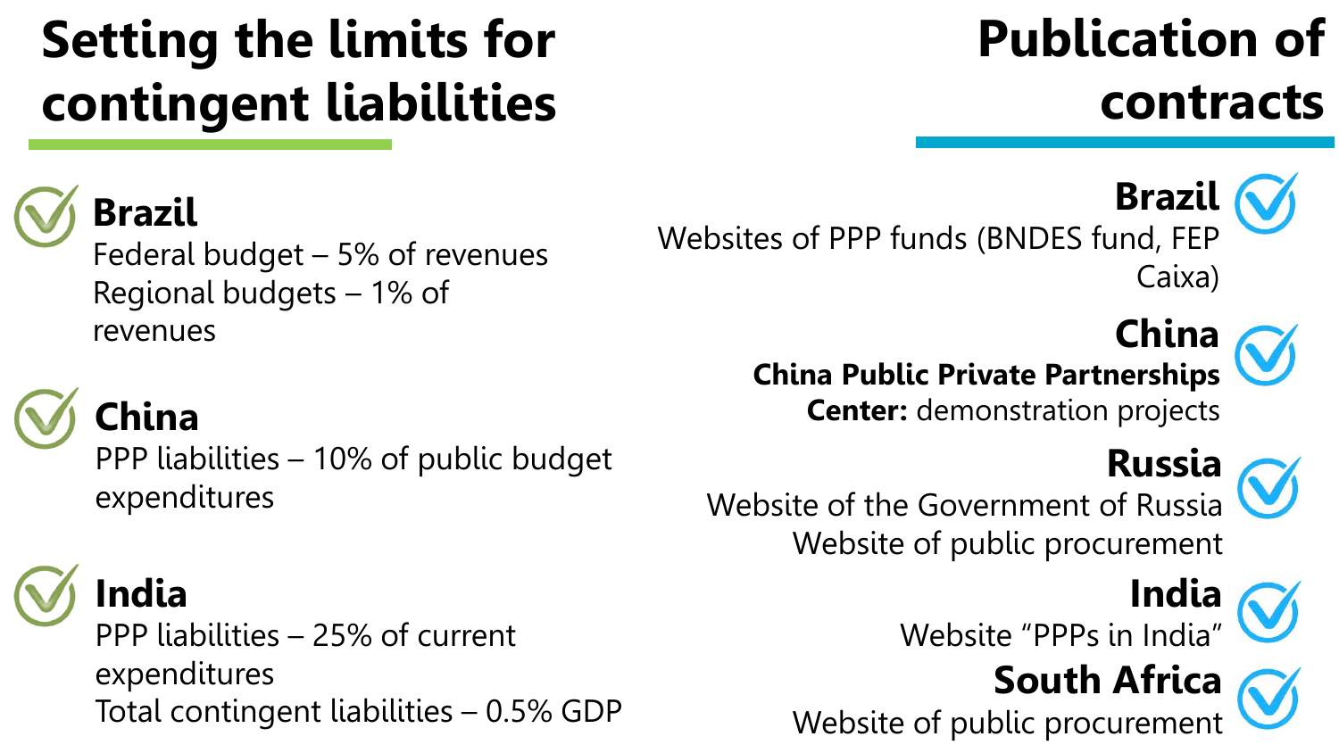## Setting the limits for contingent liabilities

**Brazil**
Federal budget – 5% of revenues
Regional budgets – 1% of revenues

**China**
PPP liabilities – 10% of public budget expenditures

**India**
PPP liabilities – 25% of current expenditures
Total contingent liabilities – 0.5% GDP

## Publication of contracts

**Brazil**
Websites of PPP funds (BNDES fund, FEP Caixa)

**China**
**China Public Private Partnerships Center:** demonstration projects

**Russia**
Website of the Government of Russia
Website of public procurement

**India**
Website “PPPs in India”

**South Africa**
Website of public procurement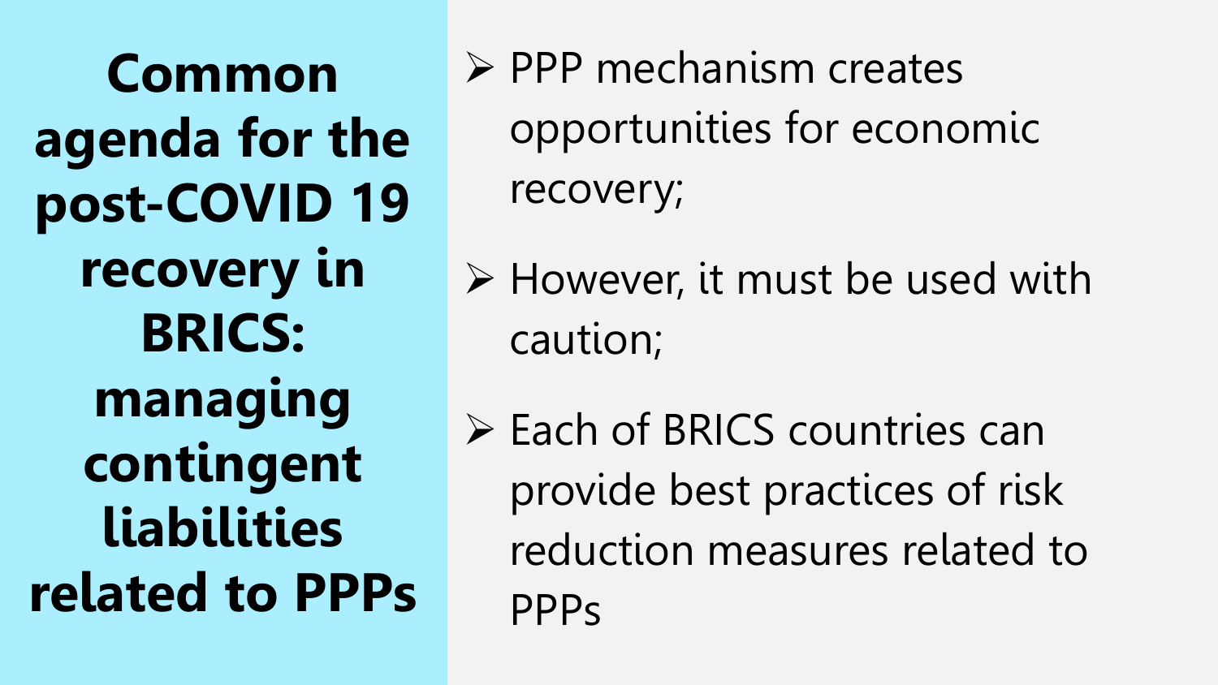# Common agenda for the post-COVID 19 recovery in BRICS: managing contingent liabilities related to PPPs

- PPP mechanism creates opportunities for economic recovery;
- However, it must be used with caution;
- Each of BRICS countries can provide best practices of risk reduction measures related to PPPs